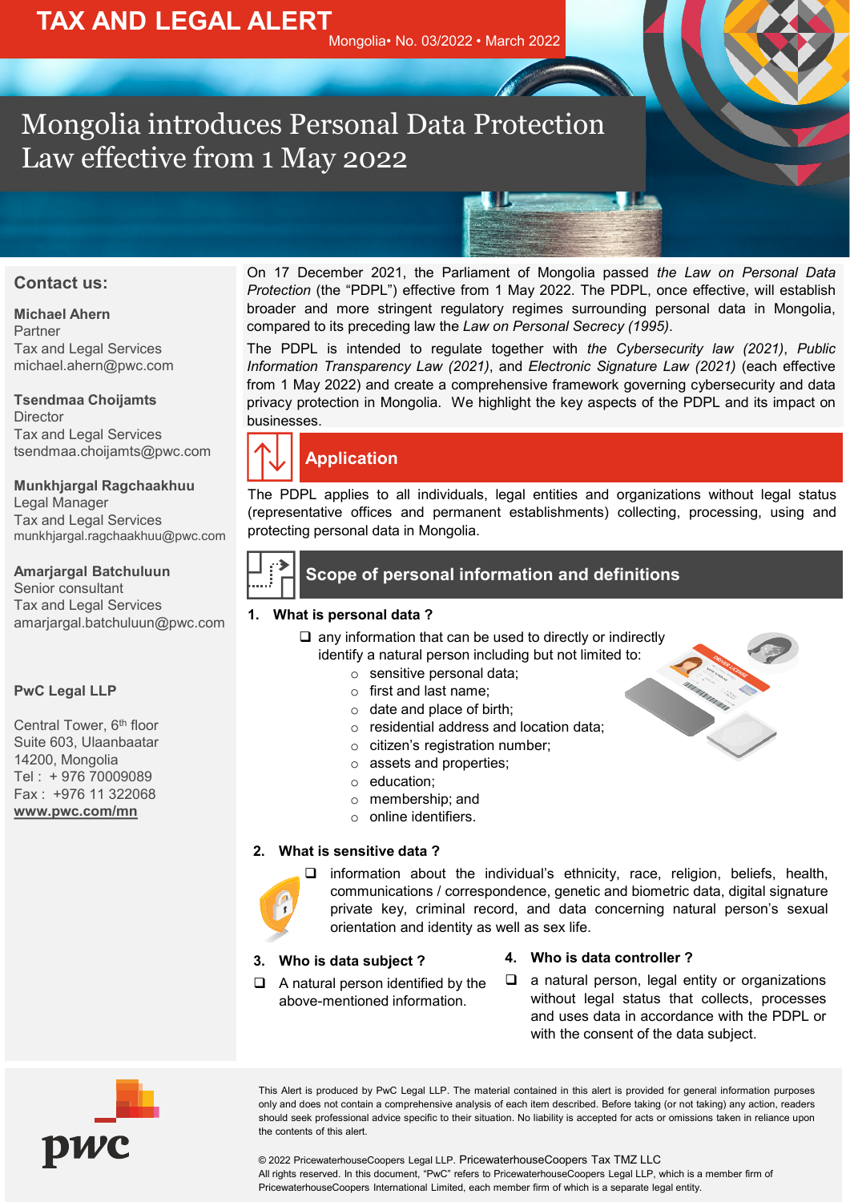# TAX AND LEGAL ALERT

Mongolia• No. 03/2022 • March 2022

# Mongolia introduces Personal Data Protection Law effective from 1 May 2022

On 17 December 2021, the Parliament of Mongolia passed *the Law on Personal Data Protection* (the "PDPL") effective from 1 May 2022. The PDPL, once effective, will establish broader and more stringent regulatory regimes surrounding personal data in Mongolia, compared to its preceding law the *Law on Personal Secrecy (1995)*.

The PDPL is intended to regulate together with *the Cybersecurity law (2021)*, *Public Information Transparency Law (2021)*, and *Electronic Signature Law (2021)* (each effective from 1 May 2022) and create a comprehensive framework governing cybersecurity and data privacy protection in Mongolia. We highlight the key aspects of the PDPL and its impact on businesses.

## Application

The PDPL applies to all individuals, legal entities and organizations without legal status (representative offices and permanent establishments) collecting, processing, using and protecting personal data in Mongolia.

## Scope of personal information and definitions

### 1. What is personal data ?

- any information that can be used to directly or indirectly identify a natural person including but not limited to:
  - sensitive personal data;
  - first and last name;
  - date and place of birth;
  - residential address and location data;
  - citizen's registration number;
  - assets and properties;
  - education;
  - membership; and
  - online identifiers.

### 2. What is sensitive data ?

- information about the individual's ethnicity, race, religion, beliefs, health, communications / correspondence, genetic and biometric data, digital signature private key, criminal record, and data concerning natural person's sexual orientation and identity as well as sex life.

### 3. Who is data subject ?

- A natural person identified by the above-mentioned information.

### 4. Who is data controller ?

- a natural person, legal entity or organizations without legal status that collects, processes and uses data in accordance with the PDPL or with the consent of the data subject.

## Contact us:

**Michael Ahern**
Partner
Tax and Legal Services
michael.ahern@pwc.com

**Tsendmaa Choijamts**
Director
Tax and Legal Services
tsendmaa.choijamts@pwc.com

**Munkhjargal Ragchaakhuu**
Legal Manager
Tax and Legal Services
munkhjargal.ragchaakhuu@pwc.com

**Amarjargal Batchuluun**
Senior consultant
Tax and Legal Services
amarjargal.batchuluun@pwc.com

**PwC Legal LLP**

Central Tower, 6th floor
Suite 603, Ulaanbaatar
14200, Mongolia
Tel : + 976 70009089
Fax : +976 11 322068
**www.pwc.com/mn**

This Alert is produced by PwC Legal LLP. The material contained in this alert is provided for general information purposes only and does not contain a comprehensive analysis of each item described. Before taking (or not taking) any action, readers should seek professional advice specific to their situation. No liability is accepted for acts or omissions taken in reliance upon the contents of this alert.

© 2022 PricewaterhouseCoopers Legal LLP. PricewaterhouseCoopers Tax TMZ LLC
All rights reserved. In this document, "PwC" refers to PricewaterhouseCoopers Legal LLP, which is a member firm of PricewaterhouseCoopers International Limited, each member firm of which is a separate legal entity.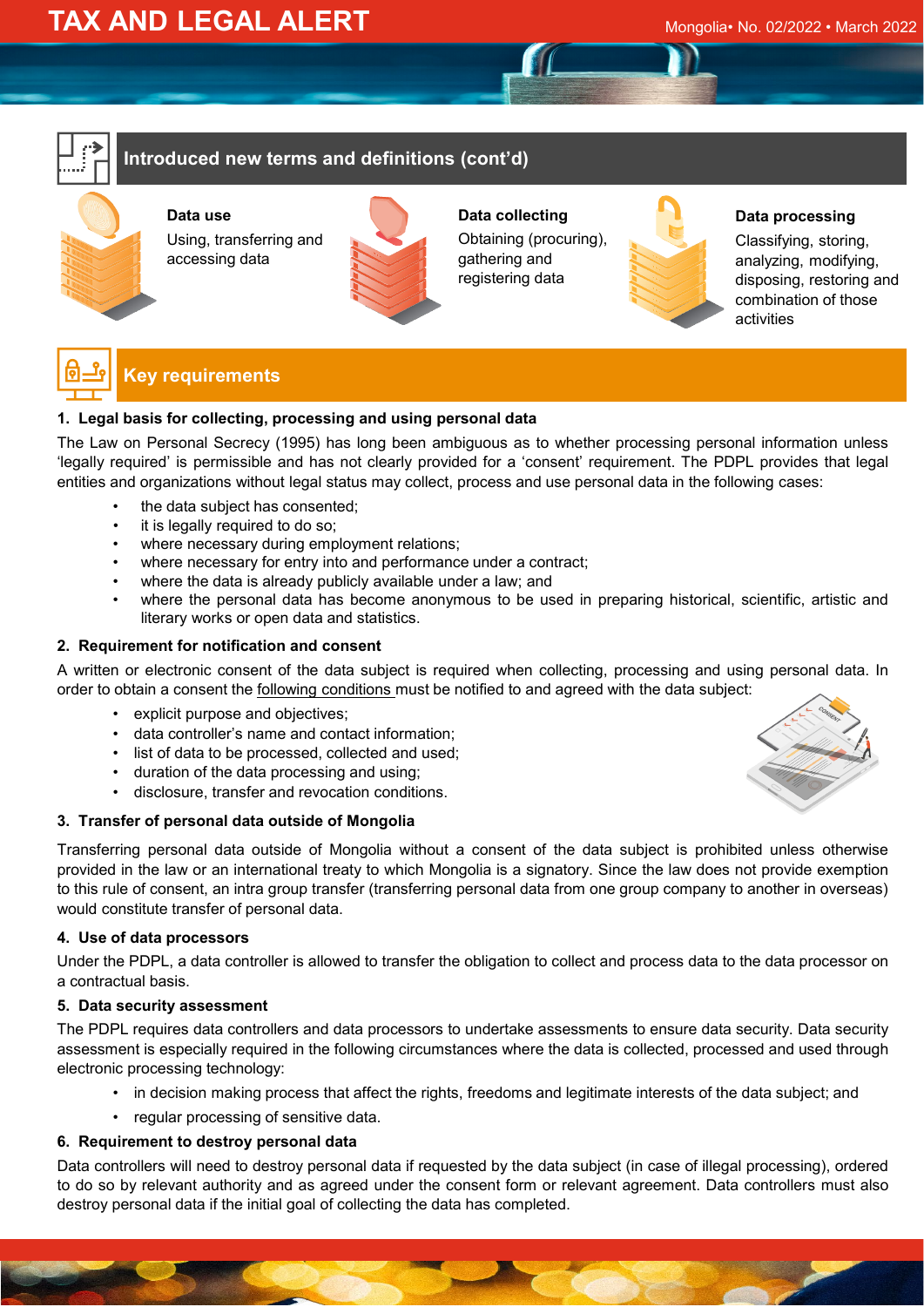## Introduced new terms and definitions (cont'd)

**Data use**

Using, transferring and accessing data

**Data collecting**

Obtaining (procuring), gathering and registering data

**Data processing**

Classifying, storing, analyzing, modifying, disposing, restoring and combination of those activities

## Key requirements

### 1. Legal basis for collecting, processing and using personal data

The Law on Personal Secrecy (1995) has long been ambiguous as to whether processing personal information unless 'legally required' is permissible and has not clearly provided for a 'consent' requirement. The PDPL provides that legal entities and organizations without legal status may collect, process and use personal data in the following cases:

- the data subject has consented;
- it is legally required to do so;
- where necessary during employment relations;
- where necessary for entry into and performance under a contract;
- where the data is already publicly available under a law; and
- where the personal data has become anonymous to be used in preparing historical, scientific, artistic and literary works or open data and statistics.

### 2. Requirement for notification and consent

A written or electronic consent of the data subject is required when collecting, processing and using personal data. In order to obtain a consent the following conditions must be notified to and agreed with the data subject:

- explicit purpose and objectives;
- data controller's name and contact information;
- list of data to be processed, collected and used;
- duration of the data processing and using;
- disclosure, transfer and revocation conditions.

### 3. Transfer of personal data outside of Mongolia

Transferring personal data outside of Mongolia without a consent of the data subject is prohibited unless otherwise provided in the law or an international treaty to which Mongolia is a signatory. Since the law does not provide exemption to this rule of consent, an intra group transfer (transferring personal data from one group company to another in overseas) would constitute transfer of personal data.

### 4. Use of data processors

Under the PDPL, a data controller is allowed to transfer the obligation to collect and process data to the data processor on a contractual basis.

### 5. Data security assessment

The PDPL requires data controllers and data processors to undertake assessments to ensure data security. Data security assessment is especially required in the following circumstances where the data is collected, processed and used through electronic processing technology:

- in decision making process that affect the rights, freedoms and legitimate interests of the data subject; and
- regular processing of sensitive data.

### 6. Requirement to destroy personal data

Data controllers will need to destroy personal data if requested by the data subject (in case of illegal processing), ordered to do so by relevant authority and as agreed under the consent form or relevant agreement. Data controllers must also destroy personal data if the initial goal of collecting the data has completed.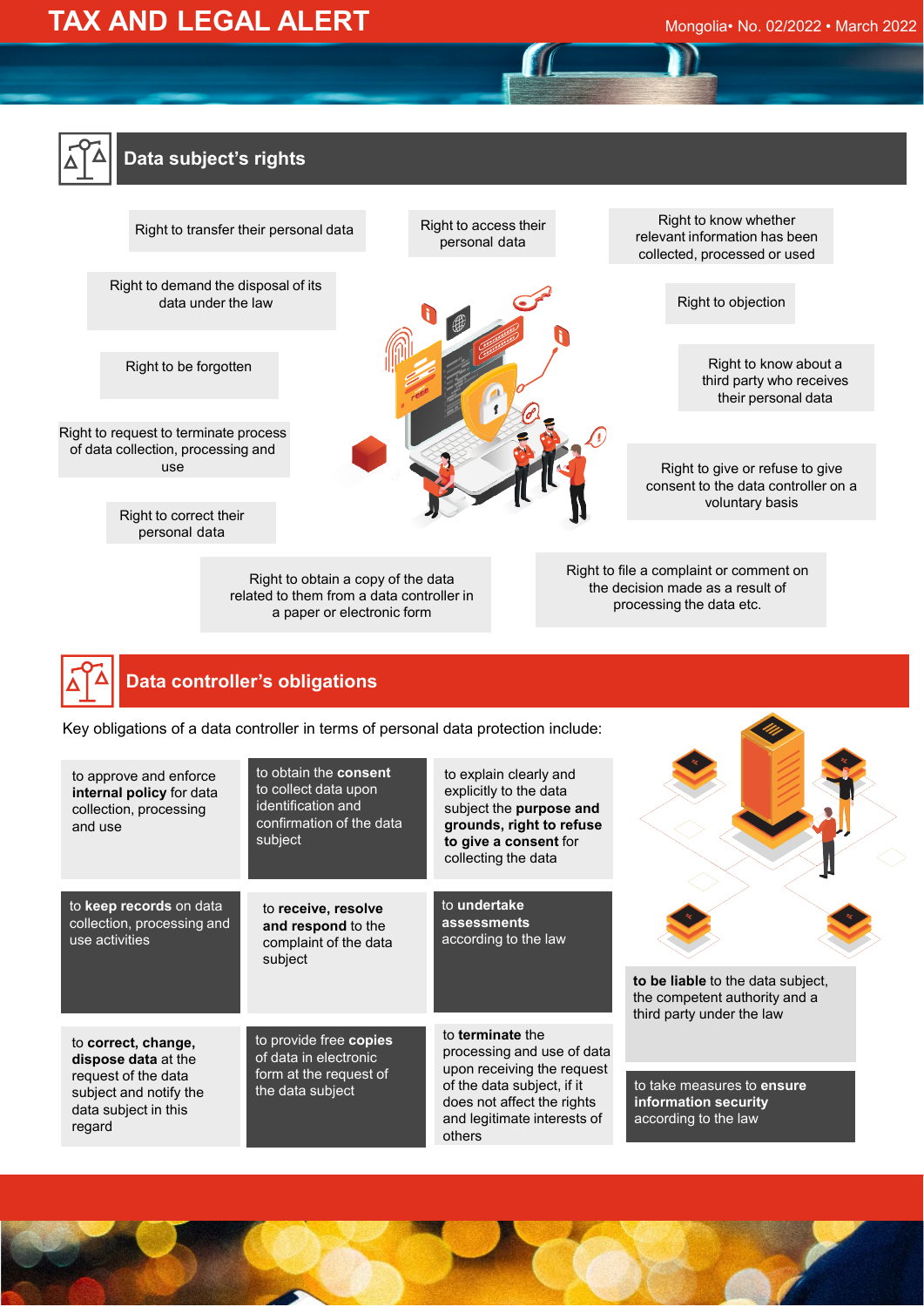## Data subject's rights

- Right to transfer their personal data
- Right to access their personal data
- Right to know whether relevant information has been collected, processed or used
- Right to demand the disposal of its data under the law
- Right to objection
- Right to be forgotten
- Right to know about a third party who receives their personal data
- Right to request to terminate process of data collection, processing and use
- Right to give or refuse to give consent to the data controller on a voluntary basis
- Right to correct their personal data
- Right to obtain a copy of the data related to them from a data controller in a paper or electronic form
- Right to file a complaint or comment on the decision made as a result of processing the data etc.

## Data controller's obligations

Key obligations of a data controller in terms of personal data protection include:

- to approve and enforce **internal policy** for data collection, processing and use
- to obtain the **consent** to collect data upon identification and confirmation of the data subject
- to explain clearly and explicitly to the data subject the **purpose and grounds, right to refuse to give a consent** for collecting the data
- to **keep records** on data collection, processing and use activities
- to **receive, resolve and respond** to the complaint of the data subject
- to **undertake assessments** according to the law
- to **be liable** to the data subject, the competent authority and a third party under the law
- to **correct, change, dispose data** at the request of the data subject and notify the data subject in this regard
- to provide free **copies** of data in electronic form at the request of the data subject
- to **terminate** the processing and use of data upon receiving the request of the data subject, if it does not affect the rights and legitimate interests of others
- to take measures to **ensure information security** according to the law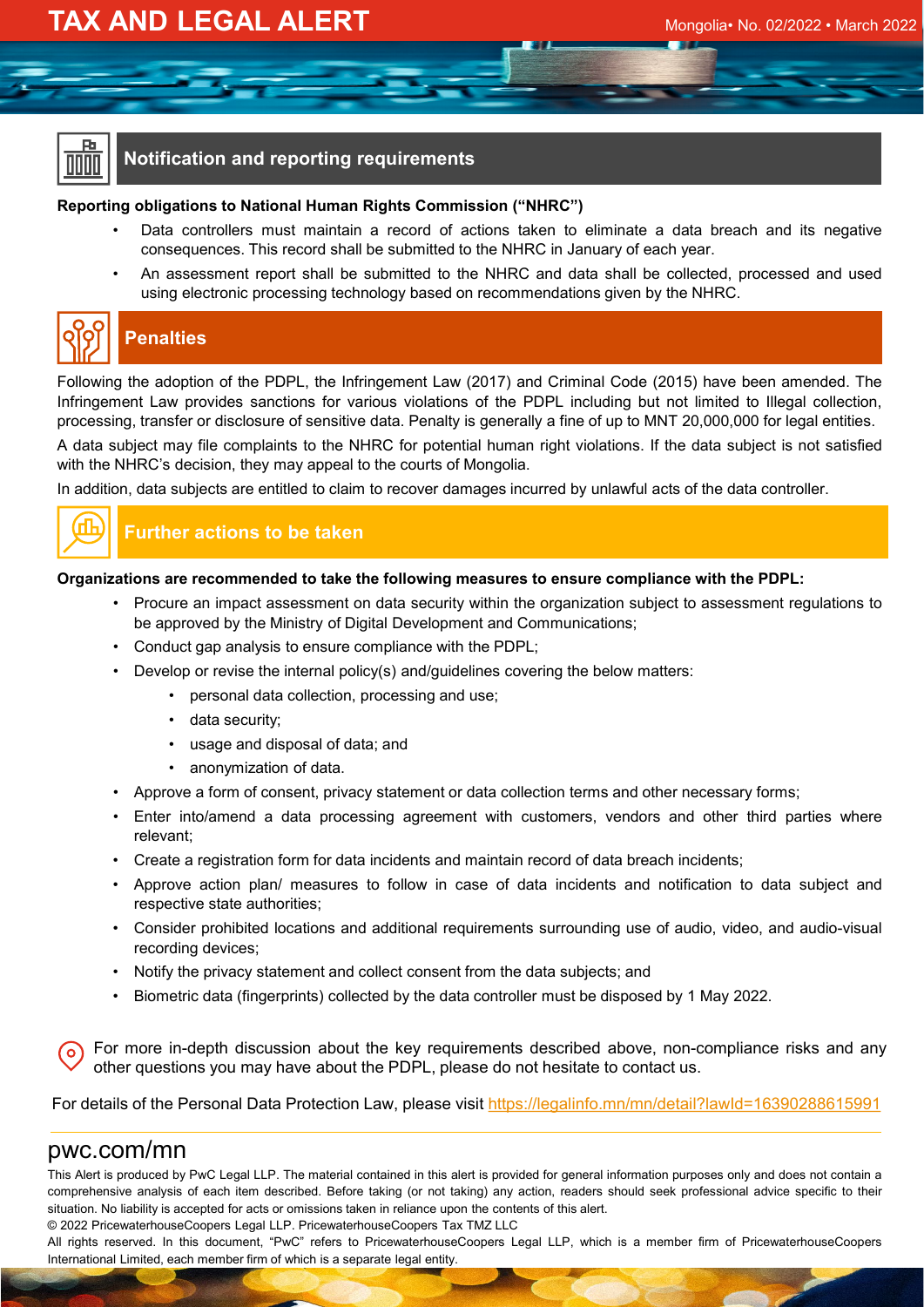## Notification and reporting requirements

**Reporting obligations to National Human Rights Commission (“NHRC”)**

- Data controllers must maintain a record of actions taken to eliminate a data breach and its negative consequences. This record shall be submitted to the NHRC in January of each year.
- An assessment report shall be submitted to the NHRC and data shall be collected, processed and used using electronic processing technology based on recommendations given by the NHRC.

## Penalties

Following the adoption of the PDPL, the Infringement Law (2017) and Criminal Code (2015) have been amended. The Infringement Law provides sanctions for various violations of the PDPL including but not limited to Illegal collection, processing, transfer or disclosure of sensitive data. Penalty is generally a fine of up to MNT 20,000,000 for legal entities.

A data subject may file complaints to the NHRC for potential human right violations. If the data subject is not satisfied with the NHRC’s decision, they may appeal to the courts of Mongolia.

In addition, data subjects are entitled to claim to recover damages incurred by unlawful acts of the data controller.

## Further actions to be taken

**Organizations are recommended to take the following measures to ensure compliance with the PDPL:**

- Procure an impact assessment on data security within the organization subject to assessment regulations to be approved by the Ministry of Digital Development and Communications;
- Conduct gap analysis to ensure compliance with the PDPL;
- Develop or revise the internal policy(s) and/guidelines covering the below matters:
  - personal data collection, processing and use;
  - data security;
  - usage and disposal of data; and
  - anonymization of data.
- Approve a form of consent, privacy statement or data collection terms and other necessary forms;
- Enter into/amend a data processing agreement with customers, vendors and other third parties where relevant;
- Create a registration form for data incidents and maintain record of data breach incidents;
- Approve action plan/ measures to follow in case of data incidents and notification to data subject and respective state authorities;
- Consider prohibited locations and additional requirements surrounding use of audio, video, and audio-visual recording devices;
- Notify the privacy statement and collect consent from the data subjects; and
- Biometric data (fingerprints) collected by the data controller must be disposed by 1 May 2022.

For more in-depth discussion about the key requirements described above, non-compliance risks and any other questions you may have about the PDPL, please do not hesitate to contact us.

For details of the Personal Data Protection Law, please visit https://legalinfo.mn/mn/detail?lawId=16390288615991

pwc.com/mn

This Alert is produced by PwC Legal LLP. The material contained in this alert is provided for general information purposes only and does not contain a comprehensive analysis of each item described. Before taking (or not taking) any action, readers should seek professional advice specific to their situation. No liability is accepted for acts or omissions taken in reliance upon the contents of this alert.

© 2022 PricewaterhouseCoopers Legal LLP. PricewaterhouseCoopers Tax TMZ LLC

All rights reserved. In this document, “PwC” refers to PricewaterhouseCoopers Legal LLP, which is a member firm of PricewaterhouseCoopers International Limited, each member firm of which is a separate legal entity.